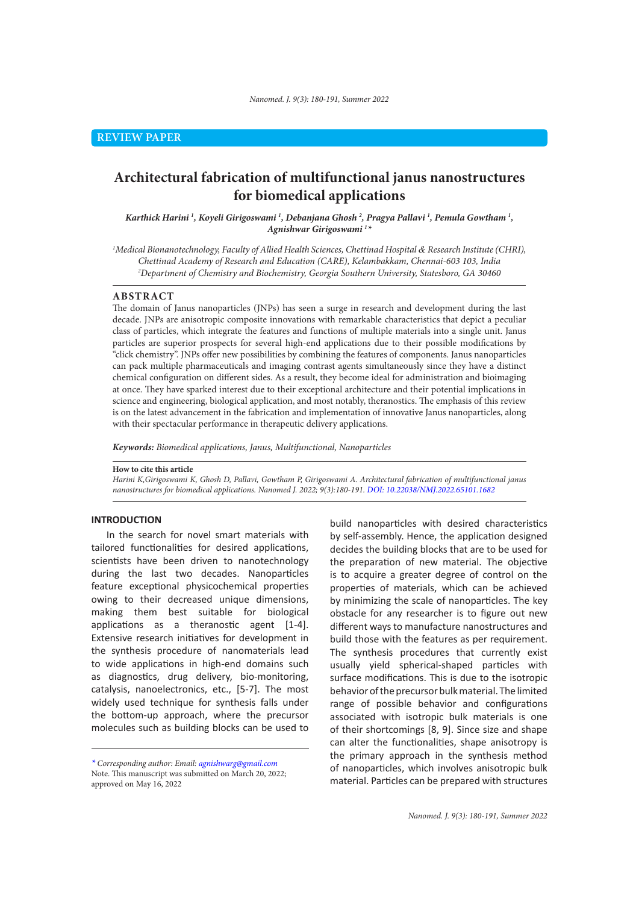REVIEW PAPER

# Architectural fabrication of multifunctional janus nanostructures for biomedical applications

***Karthick Harini [1], Koyeli Girigoswami [1], Debanjana Ghosh [2], Pragya Pallavi [1], Pemula Gowtham [1], Agnishwar Girigoswami [1]\****

*[1]Medical Bionanotechnology, Faculty of Allied Health Sciences, Chettinad Hospital & Research Institute (CHRI), Chettinad Academy of Research and Education (CARE), Kelambakkam, Chennai-603 103, India*
*[2]Department of Chemistry and Biochemistry, Georgia Southern University, Statesboro, GA 30460*

## ABSTRACT

The domain of Janus nanoparticles (JNPs) has seen a surge in research and development during the last decade. JNPs are anisotropic composite innovations with remarkable characteristics that depict a peculiar class of particles, which integrate the features and functions of multiple materials into a single unit. Janus particles are superior prospects for several high-end applications due to their possible modifications by "click chemistry". JNPs offer new possibilities by combining the features of components. Janus nanoparticles can pack multiple pharmaceuticals and imaging contrast agents simultaneously since they have a distinct chemical configuration on different sides. As a result, they become ideal for administration and bioimaging at once. They have sparked interest due to their exceptional architecture and their potential implications in science and engineering, biological application, and most notably, theranostics. The emphasis of this review is on the latest advancement in the fabrication and implementation of innovative Janus nanoparticles, along with their spectacular performance in therapeutic delivery applications.

***Keywords:*** *Biomedical applications, Janus, Multifunctional, Nanoparticles*

**How to cite this article**
*Harini K,Girigoswami K, Ghosh D, Pallavi, Gowtham P, Girigoswami A. Architectural fabrication of multifunctional janus nanostructures for biomedical applications. Nanomed J. 2022; 9(3):180-191. DOI: 10.22038/NMJ.2022.65101.1682*

## INTRODUCTION

In the search for novel smart materials with tailored functionalities for desired applications, scientists have been driven to nanotechnology during the last two decades. Nanoparticles feature exceptional physicochemical properties owing to their decreased unique dimensions, making them best suitable for biological applications as a theranostic agent [1-4]. Extensive research initiatives for development in the synthesis procedure of nanomaterials lead to wide applications in high-end domains such as diagnostics, drug delivery, bio-monitoring, catalysis, nanoelectronics, etc., [5-7]. The most widely used technique for synthesis falls under the bottom-up approach, where the precursor molecules such as building blocks can be used to build nanoparticles with desired characteristics by self-assembly. Hence, the application designed decides the building blocks that are to be used for the preparation of new material. The objective is to acquire a greater degree of control on the properties of materials, which can be achieved by minimizing the scale of nanoparticles. The key obstacle for any researcher is to figure out new different ways to manufacture nanostructures and build those with the features as per requirement. The synthesis procedures that currently exist usually yield spherical-shaped particles with surface modifications. This is due to the isotropic behavior of the precursor bulk material. The limited range of possible behavior and configurations associated with isotropic bulk materials is one of their shortcomings [8, 9]. Since size and shape can alter the functionalities, shape anisotropy is the primary approach in the synthesis method of nanoparticles, which involves anisotropic bulk material. Particles can be prepared with structures

*\* Corresponding author: Email: agnishwarg@gmail.com*
Note. This manuscript was submitted on March 20, 2022; approved on May 16, 2022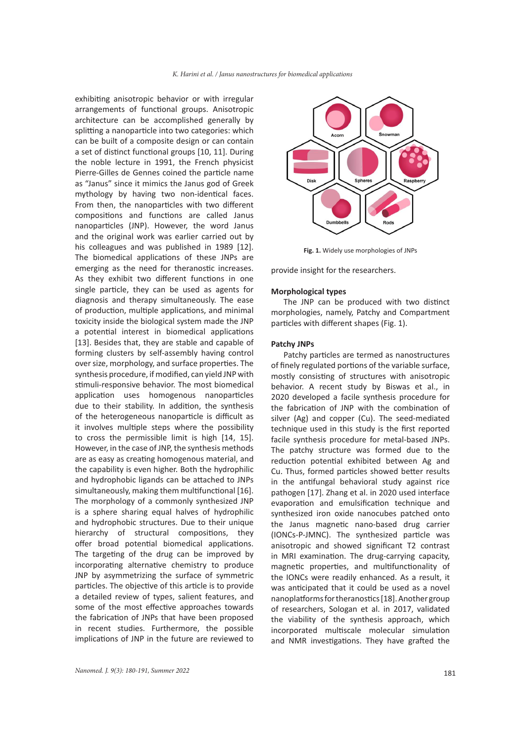exhibiting anisotropic behavior or with irregular arrangements of functional groups. Anisotropic architecture can be accomplished generally by splitting a nanoparticle into two categories: which can be built of a composite design or can contain a set of distinct functional groups [10, 11]. During the noble lecture in 1991, the French physicist Pierre-Gilles de Gennes coined the particle name as "Janus" since it mimics the Janus god of Greek mythology by having two non-identical faces. From then, the nanoparticles with two different compositions and functions are called Janus nanoparticles (JNP). However, the word Janus and the original work was earlier carried out by his colleagues and was published in 1989 [12]. The biomedical applications of these JNPs are emerging as the need for theranostic increases. As they exhibit two different functions in one single particle, they can be used as agents for diagnosis and therapy simultaneously. The ease of production, multiple applications, and minimal toxicity inside the biological system made the JNP a potential interest in biomedical applications [13]. Besides that, they are stable and capable of forming clusters by self-assembly having control over size, morphology, and surface properties. The synthesis procedure, if modified, can yield JNP with stimuli-responsive behavior. The most biomedical application uses homogenous nanoparticles due to their stability. In addition, the synthesis of the heterogeneous nanoparticle is difficult as it involves multiple steps where the possibility to cross the permissible limit is high [14, 15]. However, in the case of JNP, the synthesis methods are as easy as creating homogenous material, and the capability is even higher. Both the hydrophilic and hydrophobic ligands can be attached to JNPs simultaneously, making them multifunctional [16]. The morphology of a commonly synthesized JNP is a sphere sharing equal halves of hydrophilic and hydrophobic structures. Due to their unique hierarchy of structural compositions, they offer broad potential biomedical applications. The targeting of the drug can be improved by incorporating alternative chemistry to produce JNP by asymmetrizing the surface of symmetric particles. The objective of this article is to provide a detailed review of types, salient features, and some of the most effective approaches towards the fabrication of JNPs that have been proposed in recent studies. Furthermore, the possible implications of JNP in the future are reviewed to provide insight for the researchers.

**Fig. 1.** Widely use morphologies of JNPs

## Morphological types

The JNP can be produced with two distinct morphologies, namely, Patchy and Compartment particles with different shapes (Fig. 1).

### Patchy JNPs

Patchy particles are termed as nanostructures of finely regulated portions of the variable surface, mostly consisting of structures with anisotropic behavior. A recent study by Biswas et al., in 2020 developed a facile synthesis procedure for the fabrication of JNP with the combination of silver (Ag) and copper (Cu). The seed-mediated technique used in this study is the first reported facile synthesis procedure for metal-based JNPs. The patchy structure was formed due to the reduction potential exhibited between Ag and Cu. Thus, formed particles showed better results in the antifungal behavioral study against rice pathogen [17]. Zhang et al. in 2020 used interface evaporation and emulsification technique and synthesized iron oxide nanocubes patched onto the Janus magnetic nano-based drug carrier (IONCs-P-JMNC). The synthesized particle was anisotropic and showed significant T2 contrast in MRI examination. The drug-carrying capacity, magnetic properties, and multifunctionality of the IONCs were readily enhanced. As a result, it was anticipated that it could be used as a novel nanoplatforms for theranostics [18]. Another group of researchers, Sologan et al. in 2017, validated the viability of the synthesis approach, which incorporated multiscale molecular simulation and NMR investigations. They have grafted the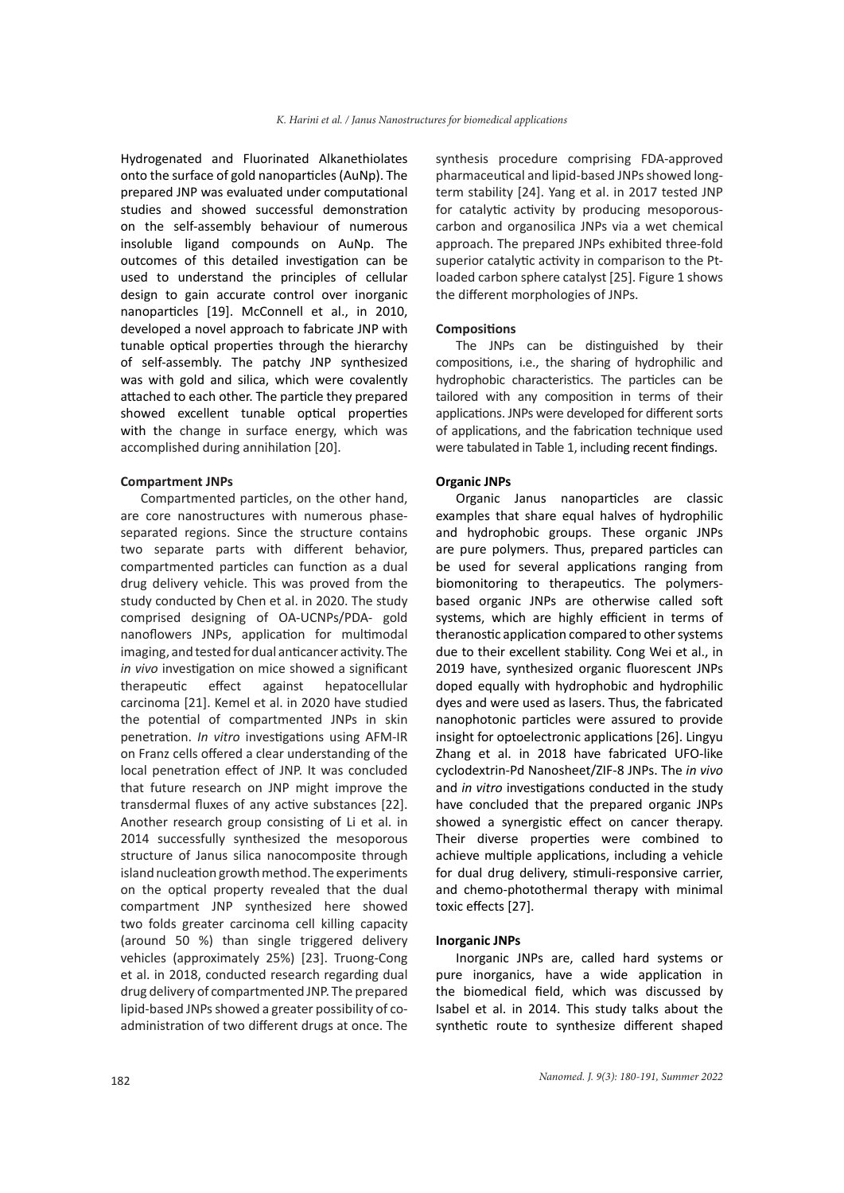Hydrogenated and Fluorinated Alkanethiolates onto the surface of gold nanoparticles (AuNp). The prepared JNP was evaluated under computational studies and showed successful demonstration on the self-assembly behaviour of numerous insoluble ligand compounds on AuNp. The outcomes of this detailed investigation can be used to understand the principles of cellular design to gain accurate control over inorganic nanoparticles [19]. McConnell et al., in 2010, developed a novel approach to fabricate JNP with tunable optical properties through the hierarchy of self-assembly. The patchy JNP synthesized was with gold and silica, which were covalently attached to each other. The particle they prepared showed excellent tunable optical properties with the change in surface energy, which was accomplished during annihilation [20].

**Compartment JNPs**

Compartmented particles, on the other hand, are core nanostructures with numerous phase-separated regions. Since the structure contains two separate parts with different behavior, compartmented particles can function as a dual drug delivery vehicle. This was proved from the study conducted by Chen et al. in 2020. The study comprised designing of OA-UCNPs/PDA- gold nanoflowers JNPs, application for multimodal imaging, and tested for dual anticancer activity. The *in vivo* investigation on mice showed a significant therapeutic effect against hepatocellular carcinoma [21]. Kemel et al. in 2020 have studied the potential of compartmented JNPs in skin penetration. *In vitro* investigations using AFM-IR on Franz cells offered a clear understanding of the local penetration effect of JNP. It was concluded that future research on JNP might improve the transdermal fluxes of any active substances [22]. Another research group consisting of Li et al. in 2014 successfully synthesized the mesoporous structure of Janus silica nanocomposite through island nucleation growth method. The experiments on the optical property revealed that the dual compartment JNP synthesized here showed two folds greater carcinoma cell killing capacity (around 50 %) than single triggered delivery vehicles (approximately 25%) [23]. Truong-Cong et al. in 2018, conducted research regarding dual drug delivery of compartmented JNP. The prepared lipid-based JNPs showed a greater possibility of co-administration of two different drugs at once. The synthesis procedure comprising FDA-approved pharmaceutical and lipid-based JNPs showed long-term stability [24]. Yang et al. in 2017 tested JNP for catalytic activity by producing mesoporous-carbon and organosilica JNPs via a wet chemical approach. The prepared JNPs exhibited three-fold superior catalytic activity in comparison to the Pt-loaded carbon sphere catalyst [25]. Figure 1 shows the different morphologies of JNPs.

**Compositions**

The JNPs can be distinguished by their compositions, i.e., the sharing of hydrophilic and hydrophobic characteristics. The particles can be tailored with any composition in terms of their applications. JNPs were developed for different sorts of applications, and the fabrication technique used were tabulated in Table 1, including recent findings.

**Organic JNPs**

Organic Janus nanoparticles are classic examples that share equal halves of hydrophilic and hydrophobic groups. These organic JNPs are pure polymers. Thus, prepared particles can be used for several applications ranging from biomonitoring to therapeutics. The polymers-based organic JNPs are otherwise called soft systems, which are highly efficient in terms of theranostic application compared to other systems due to their excellent stability. Cong Wei et al., in 2019 have, synthesized organic fluorescent JNPs doped equally with hydrophobic and hydrophilic dyes and were used as lasers. Thus, the fabricated nanophotonic particles were assured to provide insight for optoelectronic applications [26]. Lingyu Zhang et al. in 2018 have fabricated UFO-like cyclodextrin-Pd Nanosheet/ZIF-8 JNPs. The *in vivo* and *in vitro* investigations conducted in the study have concluded that the prepared organic JNPs showed a synergistic effect on cancer therapy. Their diverse properties were combined to achieve multiple applications, including a vehicle for dual drug delivery, stimuli-responsive carrier, and chemo-photothermal therapy with minimal toxic effects [27].

**Inorganic JNPs**

Inorganic JNPs are, called hard systems or pure inorganics, have a wide application in the biomedical field, which was discussed by Isabel et al. in 2014. This study talks about the synthetic route to synthesize different shaped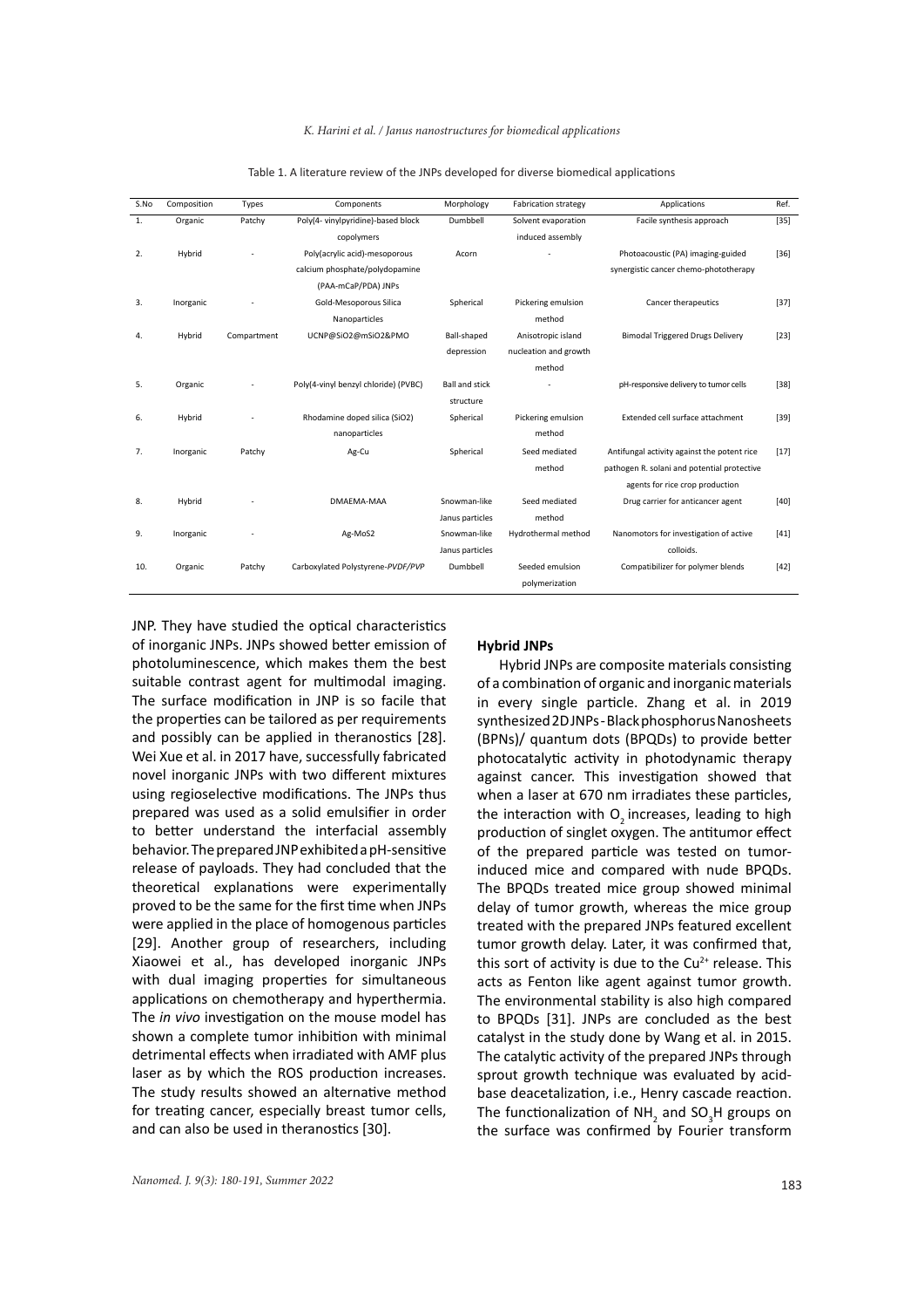Table 1. A literature review of the JNPs developed for diverse biomedical applications

| S.No | Composition | Types | Components | Morphology | Fabrication strategy | Applications | Ref. |
|---|---|---|---|---|---|---|---|
| 1. | Organic | Patchy | Poly(4- vinylpyridine)-based block copolymers | Dumbbell | Solvent evaporation induced assembly | Facile synthesis approach | [35] |
| 2. | Hybrid | - | Poly(acrylic acid)-mesoporous calcium phosphate/polydopamine (PAA-mCaP/PDA) JNPs | Acorn | - | Photoacoustic (PA) imaging-guided synergistic cancer chemo-phototherapy | [36] |
| 3. | Inorganic | - | Gold-Mesoporous Silica Nanoparticles | Spherical | Pickering emulsion method | Cancer therapeutics | [37] |
| 4. | Hybrid | Compartment | UCNP@SiO2@mSiO2&PMO | Ball-shaped depression | Anisotropic island nucleation and growth method | Bimodal Triggered Drugs Delivery | [23] |
| 5. | Organic | - | Poly(4-vinyl benzyl chloride) (PVBC) | Ball and stick structure | - | pH-responsive delivery to tumor cells | [38] |
| 6. | Hybrid | - | Rhodamine doped silica (SiO2) nanoparticles | Spherical | Pickering emulsion method | Extended cell surface attachment | [39] |
| 7. | Inorganic | Patchy | Ag-Cu | Spherical | Seed mediated method | Antifungal activity against the potent rice pathogen R. solani and potential protective agents for rice crop production | [17] |
| 8. | Hybrid | - | DMAEMA-MAA | Snowman-like Janus particles | Seed mediated method | Drug carrier for anticancer agent | [40] |
| 9. | Inorganic | - | Ag-MoS2 | Snowman-like Janus particles | Hydrothermal method | Nanomotors for investigation of active colloids. | [41] |
| 10. | Organic | Patchy | Carboxylated Polystyrene-*PVDF/PVP* | Dumbbell | Seeded emulsion polymerization | Compatibilizer for polymer blends | [42] |

JNP. They have studied the optical characteristics of inorganic JNPs. JNPs showed better emission of photoluminescence, which makes them the best suitable contrast agent for multimodal imaging. The surface modification in JNP is so facile that the properties can be tailored as per requirements and possibly can be applied in theranostics [28]. Wei Xue et al. in 2017 have, successfully fabricated novel inorganic JNPs with two different mixtures using regioselective modifications. The JNPs thus prepared was used as a solid emulsifier in order to better understand the interfacial assembly behavior. The prepared JNP exhibited a pH-sensitive release of payloads. They had concluded that the theoretical explanations were experimentally proved to be the same for the first time when JNPs were applied in the place of homogenous particles [29]. Another group of researchers, including Xiaowei et al., has developed inorganic JNPs with dual imaging properties for simultaneous applications on chemotherapy and hyperthermia. The *in vivo* investigation on the mouse model has shown a complete tumor inhibition with minimal detrimental effects when irradiated with AMF plus laser as by which the ROS production increases. The study results showed an alternative method for treating cancer, especially breast tumor cells, and can also be used in theranostics [30].

**Hybrid JNPs**

Hybrid JNPs are composite materials consisting of a combination of organic and inorganic materials in every single particle. Zhang et al. in 2019 synthesized 2D JNPs - Black phosphorus Nanosheets (BPNs)/ quantum dots (BPQDs) to provide better photocatalytic activity in photodynamic therapy against cancer. This investigation showed that when a laser at 670 nm irradiates these particles, the interaction with $O_2$ increases, leading to high production of singlet oxygen. The antitumor effect of the prepared particle was tested on tumor-induced mice and compared with nude BPQDs. The BPQDs treated mice group showed minimal delay of tumor growth, whereas the mice group treated with the prepared JNPs featured excellent tumor growth delay. Later, it was confirmed that, this sort of activity is due to the $Cu^{2+}$ release. This acts as Fenton like agent against tumor growth. The environmental stability is also high compared to BPQDs [31]. JNPs are concluded as the best catalyst in the study done by Wang et al. in 2015. The catalytic activity of the prepared JNPs through sprout growth technique was evaluated by acid-base deacetalization, i.e., Henry cascade reaction. The functionalization of $NH_2$ and $SO_3H$ groups on the surface was confirmed by Fourier transform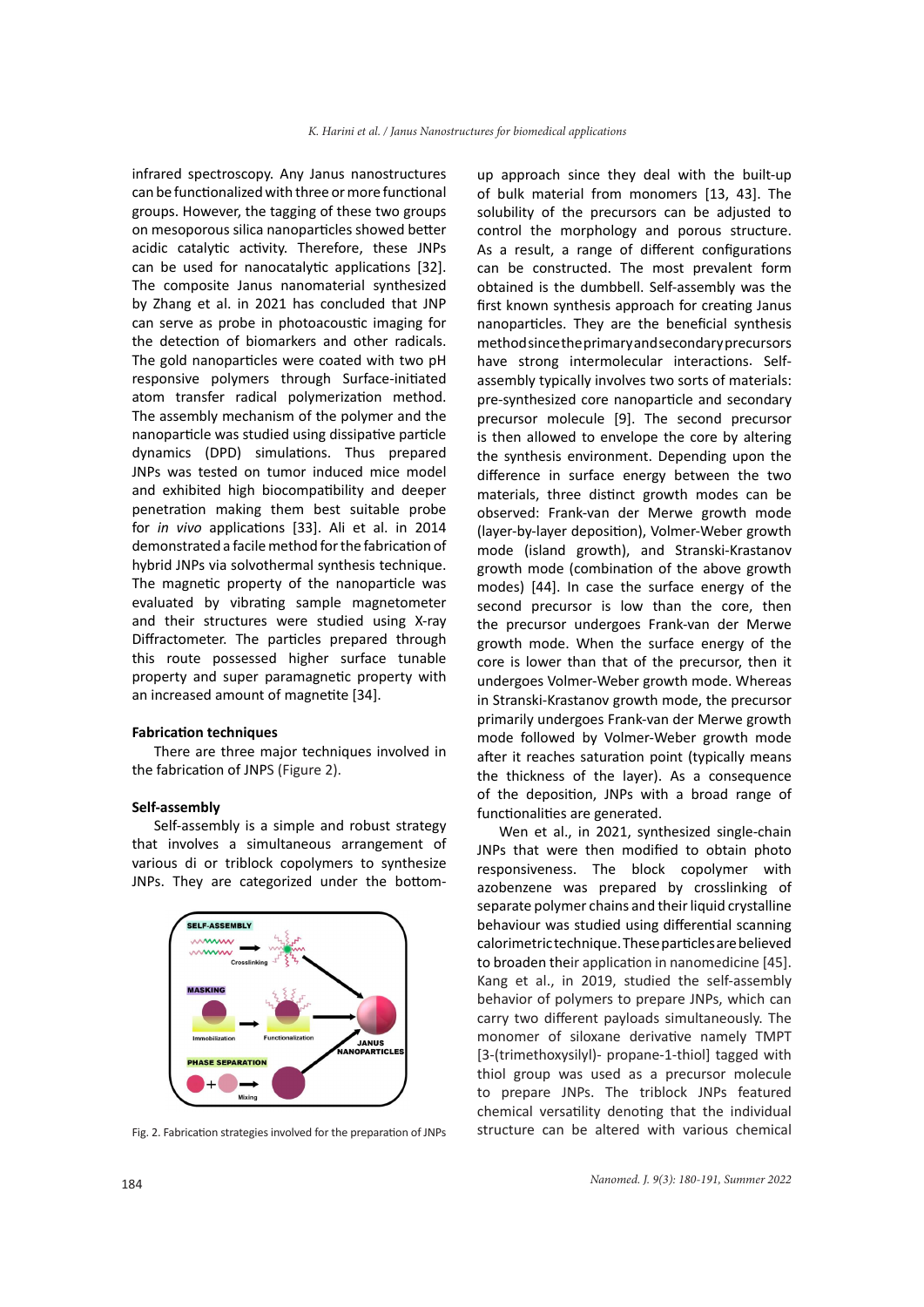infrared spectroscopy. Any Janus nanostructures can be functionalized with three or more functional groups. However, the tagging of these two groups on mesoporous silica nanoparticles showed better acidic catalytic activity. Therefore, these JNPs can be used for nanocatalytic applications [32]. The composite Janus nanomaterial synthesized by Zhang et al. in 2021 has concluded that JNP can serve as probe in photoacoustic imaging for the detection of biomarkers and other radicals. The gold nanoparticles were coated with two pH responsive polymers through Surface-initiated atom transfer radical polymerization method. The assembly mechanism of the polymer and the nanoparticle was studied using dissipative particle dynamics (DPD) simulations. Thus prepared JNPs was tested on tumor induced mice model and exhibited high biocompatibility and deeper penetration making them best suitable probe for *in vivo* applications [33]. Ali et al. in 2014 demonstrated a facile method for the fabrication of hybrid JNPs via solvothermal synthesis technique. The magnetic property of the nanoparticle was evaluated by vibrating sample magnetometer and their structures were studied using X-ray Diffractometer. The particles prepared through this route possessed higher surface tunable property and super paramagnetic property with an increased amount of magnetite [34].

## Fabrication techniques

There are three major techniques involved in the fabrication of JNPS (Figure 2).

### Self-assembly

Self-assembly is a simple and robust strategy that involves a simultaneous arrangement of various di or triblock copolymers to synthesize JNPs. They are categorized under the bottom-up approach since they deal with the built-up of bulk material from monomers [13, 43]. The solubility of the precursors can be adjusted to control the morphology and porous structure. As a result, a range of different configurations can be constructed. The most prevalent form obtained is the dumbbell. Self-assembly was the first known synthesis approach for creating Janus nanoparticles. They are the beneficial synthesis method since the primary and secondary precursors have strong intermolecular interactions. Self-assembly typically involves two sorts of materials: pre-synthesized core nanoparticle and secondary precursor molecule [9]. The second precursor is then allowed to envelope the core by altering the synthesis environment. Depending upon the difference in surface energy between the two materials, three distinct growth modes can be observed: Frank-van der Merwe growth mode (layer-by-layer deposition), Volmer-Weber growth mode (island growth), and Stranski-Krastanov growth mode (combination of the above growth modes) [44]. In case the surface energy of the second precursor is low than the core, then the precursor undergoes Frank-van der Merwe growth mode. When the surface energy of the core is lower than that of the precursor, then it undergoes Volmer-Weber growth mode. Whereas in Stranski-Krastanov growth mode, the precursor primarily undergoes Frank-van der Merwe growth mode followed by Volmer-Weber growth mode after it reaches saturation point (typically means the thickness of the layer). As a consequence of the deposition, JNPs with a broad range of functionalities are generated.

Fig. 2. Fabrication strategies involved for the preparation of JNPs

Wen et al., in 2021, synthesized single-chain JNPs that were then modified to obtain photo responsiveness. The block copolymer with azobenzene was prepared by crosslinking of separate polymer chains and their liquid crystalline behaviour was studied using differential scanning calorimetric technique. These particles are believed to broaden their application in nanomedicine [45]. Kang et al., in 2019, studied the self-assembly behavior of polymers to prepare JNPs, which can carry two different payloads simultaneously. The monomer of siloxane derivative namely TMPT [3-(trimethoxysilyl)- propane-1-thiol] tagged with thiol group was used as a precursor molecule to prepare JNPs. The triblock JNPs featured chemical versatility denoting that the individual structure can be altered with various chemical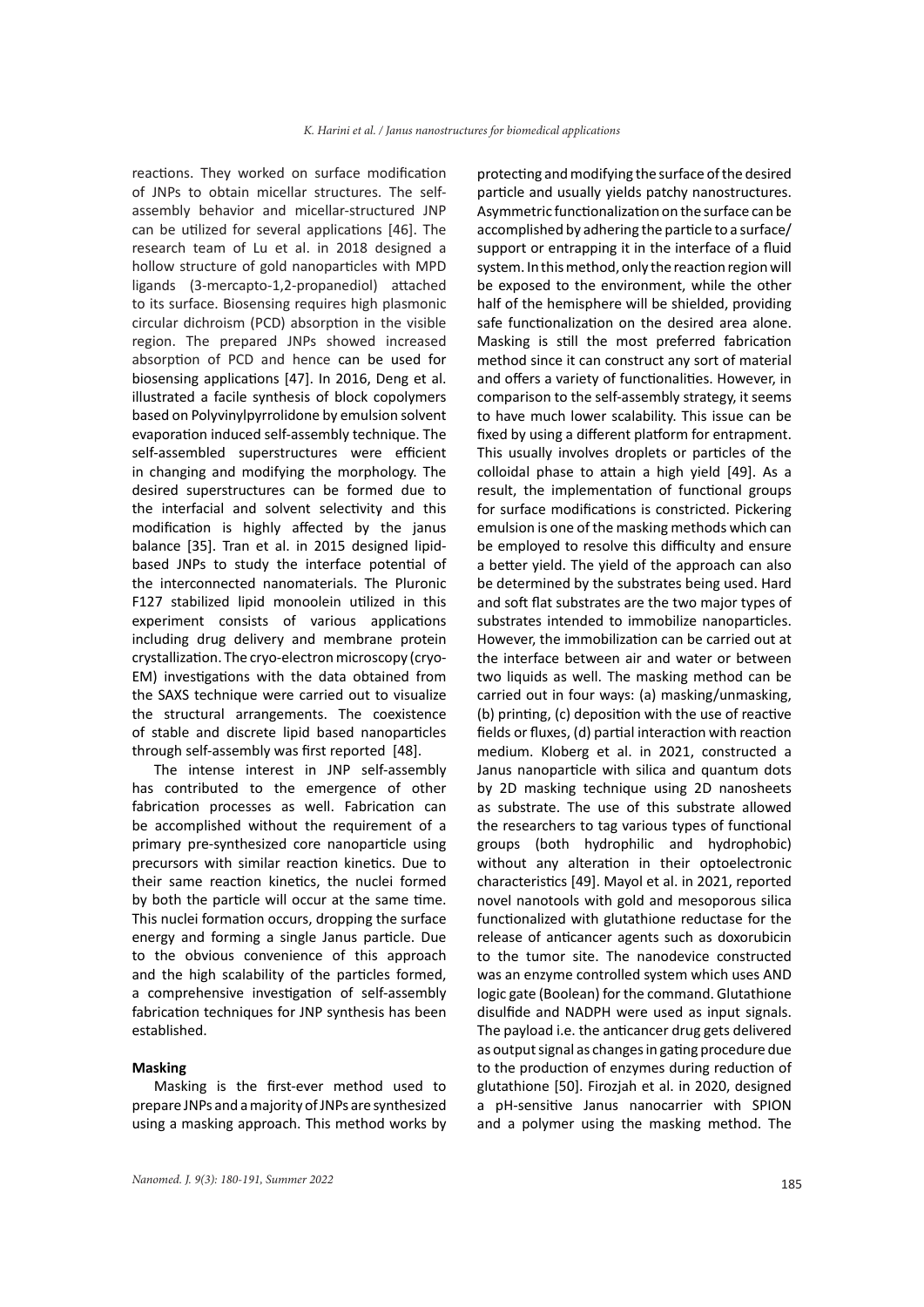reactions. They worked on surface modification of JNPs to obtain micellar structures. The self-assembly behavior and micellar-structured JNP can be utilized for several applications [46]. The research team of Lu et al. in 2018 designed a hollow structure of gold nanoparticles with MPD ligands (3-mercapto-1,2-propanediol) attached to its surface. Biosensing requires high plasmonic circular dichroism (PCD) absorption in the visible region. The prepared JNPs showed increased absorption of PCD and hence can be used for biosensing applications [47]. In 2016, Deng et al. illustrated a facile synthesis of block copolymers based on Polyvinylpyrrolidone by emulsion solvent evaporation induced self-assembly technique. The self-assembled superstructures were efficient in changing and modifying the morphology. The desired superstructures can be formed due to the interfacial and solvent selectivity and this modification is highly affected by the janus balance [35]. Tran et al. in 2015 designed lipid-based JNPs to study the interface potential of the interconnected nanomaterials. The Pluronic F127 stabilized lipid monoolein utilized in this experiment consists of various applications including drug delivery and membrane protein crystallization. The cryo-electron microscopy (cryo-EM) investigations with the data obtained from the SAXS technique were carried out to visualize the structural arrangements. The coexistence of stable and discrete lipid based nanoparticles through self-assembly was first reported [48].

The intense interest in JNP self-assembly has contributed to the emergence of other fabrication processes as well. Fabrication can be accomplished without the requirement of a primary pre-synthesized core nanoparticle using precursors with similar reaction kinetics. Due to their same reaction kinetics, the nuclei formed by both the particle will occur at the same time. This nuclei formation occurs, dropping the surface energy and forming a single Janus particle. Due to the obvious convenience of this approach and the high scalability of the particles formed, a comprehensive investigation of self-assembly fabrication techniques for JNP synthesis has been established.

**Masking**

Masking is the first-ever method used to prepare JNPs and a majority of JNPs are synthesized using a masking approach. This method works by protecting and modifying the surface of the desired particle and usually yields patchy nanostructures. Asymmetric functionalization on the surface can be accomplished by adhering the particle to a surface/support or entrapping it in the interface of a fluid system. In this method, only the reaction region will be exposed to the environment, while the other half of the hemisphere will be shielded, providing safe functionalization on the desired area alone. Masking is still the most preferred fabrication method since it can construct any sort of material and offers a variety of functionalities. However, in comparison to the self-assembly strategy, it seems to have much lower scalability. This issue can be fixed by using a different platform for entrapment. This usually involves droplets or particles of the colloidal phase to attain a high yield [49]. As a result, the implementation of functional groups for surface modifications is constricted. Pickering emulsion is one of the masking methods which can be employed to resolve this difficulty and ensure a better yield. The yield of the approach can also be determined by the substrates being used. Hard and soft flat substrates are the two major types of substrates intended to immobilize nanoparticles. However, the immobilization can be carried out at the interface between air and water or between two liquids as well. The masking method can be carried out in four ways: (a) masking/unmasking, (b) printing, (c) deposition with the use of reactive fields or fluxes, (d) partial interaction with reaction medium. Kloberg et al. in 2021, constructed a Janus nanoparticle with silica and quantum dots by 2D masking technique using 2D nanosheets as substrate. The use of this substrate allowed the researchers to tag various types of functional groups (both hydrophilic and hydrophobic) without any alteration in their optoelectronic characteristics [49]. Mayol et al. in 2021, reported novel nanotools with gold and mesoporous silica functionalized with glutathione reductase for the release of anticancer agents such as doxorubicin to the tumor site. The nanodevice constructed was an enzyme controlled system which uses AND logic gate (Boolean) for the command. Glutathione disulfide and NADPH were used as input signals. The payload i.e. the anticancer drug gets delivered as output signal as changes in gating procedure due to the production of enzymes during reduction of glutathione [50]. Firozjah et al. in 2020, designed a pH-sensitive Janus nanocarrier with SPION and a polymer using the masking method. The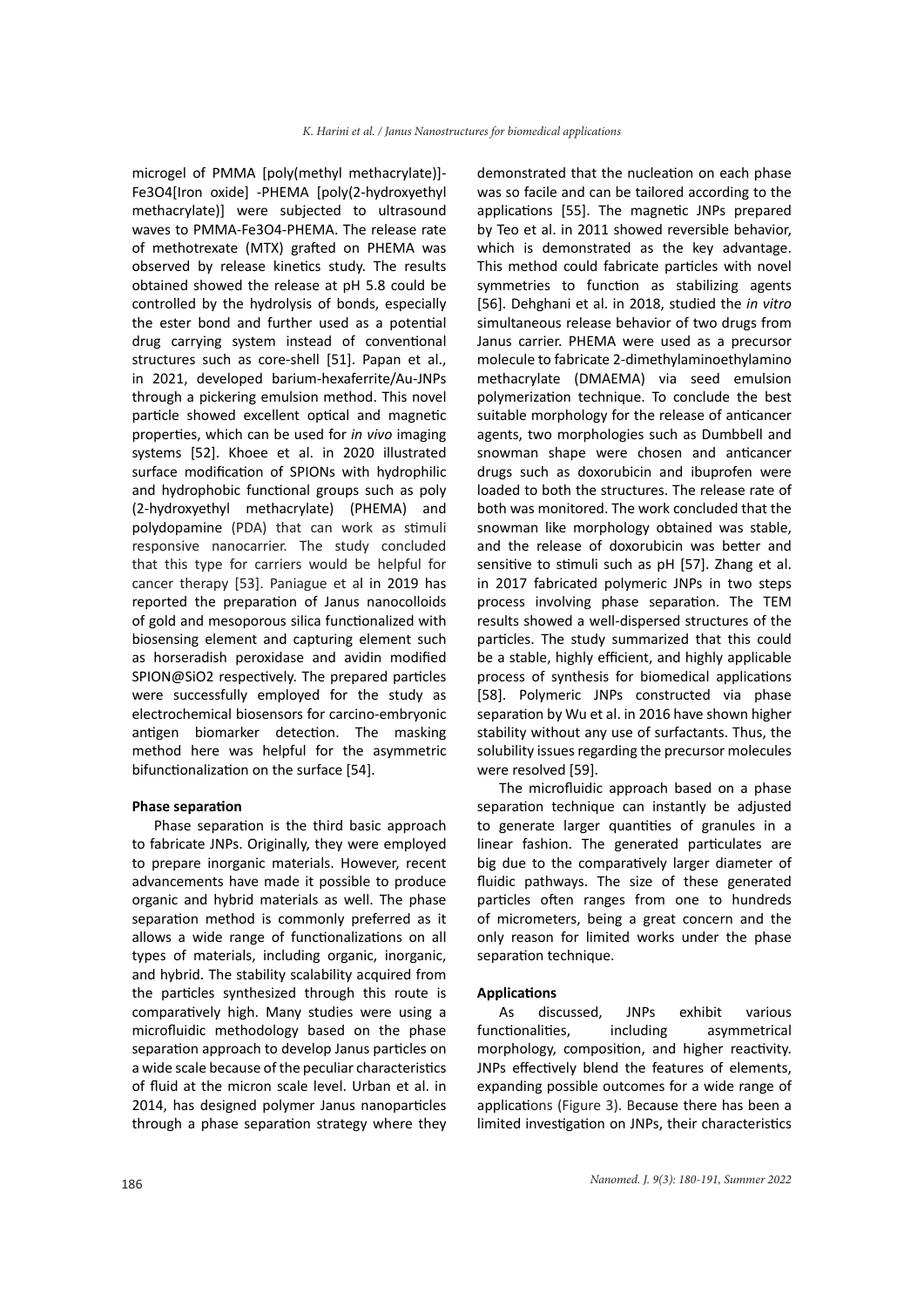microgel of PMMA [poly(methyl methacrylate)]-$Fe_3O_4$[Iron oxide] -PHEMA [poly(2-hydroxyethyl methacrylate)] were subjected to ultrasound waves to PMMA-$Fe_3O_4$-PHEMA. The release rate of methotrexate (MTX) grafted on PHEMA was observed by release kinetics study. The results obtained showed the release at pH 5.8 could be controlled by the hydrolysis of bonds, especially the ester bond and further used as a potential drug carrying system instead of conventional structures such as core-shell [51]. Papan et al., in 2021, developed barium-hexaferrite/Au-JNPs through a pickering emulsion method. This novel particle showed excellent optical and magnetic properties, which can be used for *in vivo* imaging systems [52]. Khoee et al. in 2020 illustrated surface modification of SPIONs with hydrophilic and hydrophobic functional groups such as poly (2-hydroxyethyl methacrylate) (PHEMA) and polydopamine (PDA) that can work as stimuli responsive nanocarrier. The study concluded that this type for carriers would be helpful for cancer therapy [53]. Paniague et al in 2019 has reported the preparation of Janus nanocolloids of gold and mesoporous silica functionalized with biosensing element and capturing element such as horseradish peroxidase and avidin modified SPION@$SiO_2$ respectively. The prepared particles were successfully employed for the study as electrochemical biosensors for carcino-embryonic antigen biomarker detection. The masking method here was helpful for the asymmetric bifunctionalization on the surface [54].

**Phase separation**

Phase separation is the third basic approach to fabricate JNPs. Originally, they were employed to prepare inorganic materials. However, recent advancements have made it possible to produce organic and hybrid materials as well. The phase separation method is commonly preferred as it allows a wide range of functionalizations on all types of materials, including organic, inorganic, and hybrid. The stability scalability acquired from the particles synthesized through this route is comparatively high. Many studies were using a microfluidic methodology based on the phase separation approach to develop Janus particles on a wide scale because of the peculiar characteristics of fluid at the micron scale level. Urban et al. in 2014, has designed polymer Janus nanoparticles through a phase separation strategy where they demonstrated that the nucleation on each phase was so facile and can be tailored according to the applications [55]. The magnetic JNPs prepared by Teo et al. in 2011 showed reversible behavior, which is demonstrated as the key advantage. This method could fabricate particles with novel symmetries to function as stabilizing agents [56]. Dehghani et al. in 2018, studied the *in vitro* simultaneous release behavior of two drugs from Janus carrier. PHEMA were used as a precursor molecule to fabricate 2-dimethylaminoethylamino methacrylate (DMAEMA) via seed emulsion polymerization technique. To conclude the best suitable morphology for the release of anticancer agents, two morphologies such as Dumbbell and snowman shape were chosen and anticancer drugs such as doxorubicin and ibuprofen were loaded to both the structures. The release rate of both was monitored. The work concluded that the snowman like morphology obtained was stable, and the release of doxorubicin was better and sensitive to stimuli such as pH [57]. Zhang et al. in 2017 fabricated polymeric JNPs in two steps process involving phase separation. The TEM results showed a well-dispersed structures of the particles. The study summarized that this could be a stable, highly efficient, and highly applicable process of synthesis for biomedical applications [58]. Polymeric JNPs constructed via phase separation by Wu et al. in 2016 have shown higher stability without any use of surfactants. Thus, the solubility issues regarding the precursor molecules were resolved [59].

The microfluidic approach based on a phase separation technique can instantly be adjusted to generate larger quantities of granules in a linear fashion. The generated particulates are big due to the comparatively larger diameter of fluidic pathways. The size of these generated particles often ranges from one to hundreds of micrometers, being a great concern and the only reason for limited works under the phase separation technique.

**Applications**

As discussed, JNPs exhibit various functionalities, including asymmetrical morphology, composition, and higher reactivity. JNPs effectively blend the features of elements, expanding possible outcomes for a wide range of applications (Figure 3). Because there has been a limited investigation on JNPs, their characteristics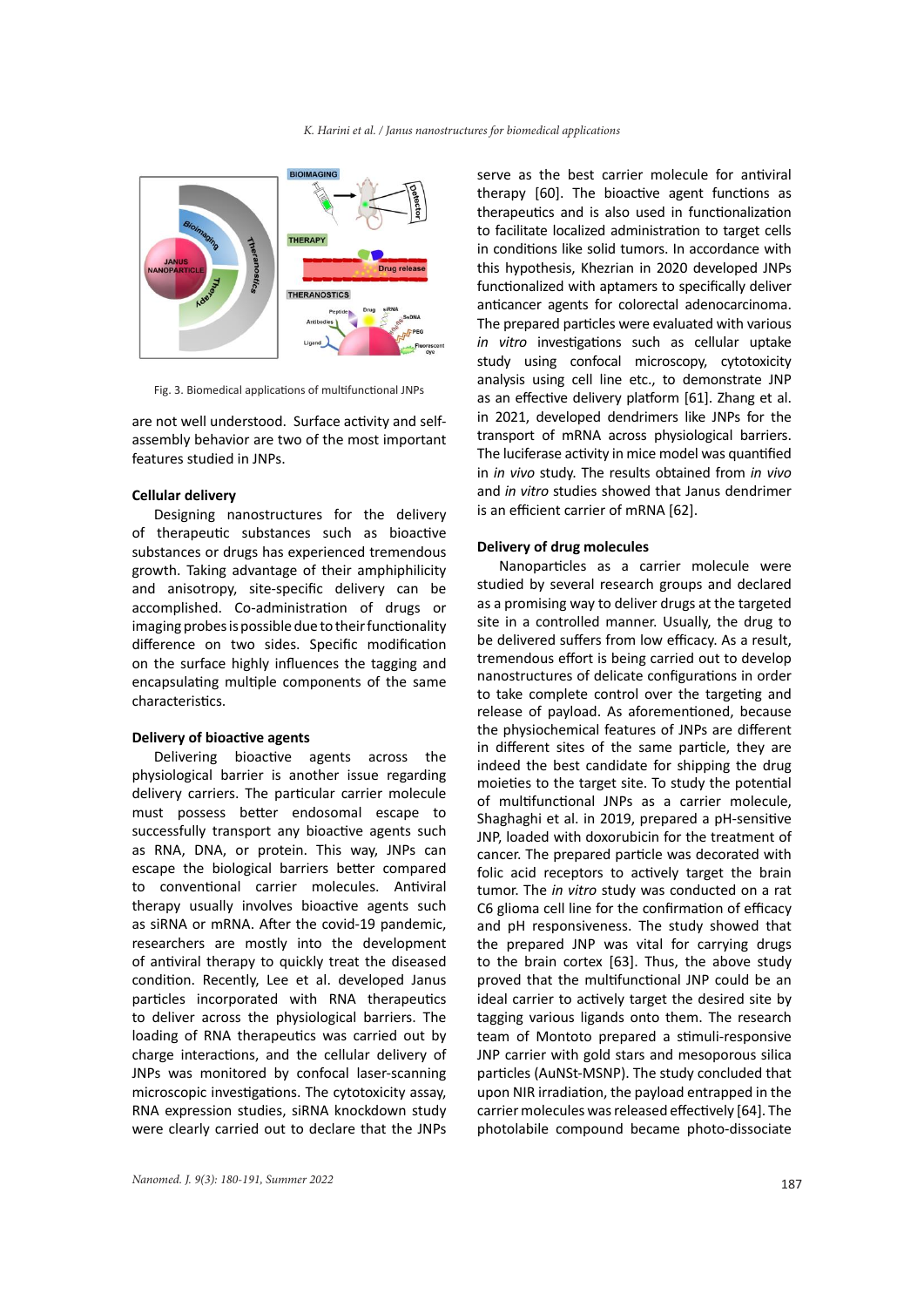Fig. 3. Biomedical applications of multifunctional JNPs

are not well understood. Surface activity and self-assembly behavior are two of the most important features studied in JNPs.

**Cellular delivery**

Designing nanostructures for the delivery of therapeutic substances such as bioactive substances or drugs has experienced tremendous growth. Taking advantage of their amphiphilicity and anisotropy, site-specific delivery can be accomplished. Co-administration of drugs or imaging probes is possible due to their functionality difference on two sides. Specific modification on the surface highly influences the tagging and encapsulating multiple components of the same characteristics.

**Delivery of bioactive agents**

Delivering bioactive agents across the physiological barrier is another issue regarding delivery carriers. The particular carrier molecule must possess better endosomal escape to successfully transport any bioactive agents such as RNA, DNA, or protein. This way, JNPs can escape the biological barriers better compared to conventional carrier molecules. Antiviral therapy usually involves bioactive agents such as siRNA or mRNA. After the covid-19 pandemic, researchers are mostly into the development of antiviral therapy to quickly treat the diseased condition. Recently, Lee et al. developed Janus particles incorporated with RNA therapeutics to deliver across the physiological barriers. The loading of RNA therapeutics was carried out by charge interactions, and the cellular delivery of JNPs was monitored by confocal laser-scanning microscopic investigations. The cytotoxicity assay, RNA expression studies, siRNA knockdown study were clearly carried out to declare that the JNPs serve as the best carrier molecule for antiviral therapy [60]. The bioactive agent functions as therapeutics and is also used in functionalization to facilitate localized administration to target cells in conditions like solid tumors. In accordance with this hypothesis, Khezrian in 2020 developed JNPs functionalized with aptamers to specifically deliver anticancer agents for colorectal adenocarcinoma. The prepared particles were evaluated with various *in vitro* investigations such as cellular uptake study using confocal microscopy, cytotoxicity analysis using cell line etc., to demonstrate JNP as an effective delivery platform [61]. Zhang et al. in 2021, developed dendrimers like JNPs for the transport of mRNA across physiological barriers. The luciferase activity in mice model was quantified in *in vivo* study. The results obtained from *in vivo* and *in vitro* studies showed that Janus dendrimer is an efficient carrier of mRNA [62].

**Delivery of drug molecules**

Nanoparticles as a carrier molecule were studied by several research groups and declared as a promising way to deliver drugs at the targeted site in a controlled manner. Usually, the drug to be delivered suffers from low efficacy. As a result, tremendous effort is being carried out to develop nanostructures of delicate configurations in order to take complete control over the targeting and release of payload. As aforementioned, because the physiochemical features of JNPs are different in different sites of the same particle, they are indeed the best candidate for shipping the drug moieties to the target site. To study the potential of multifunctional JNPs as a carrier molecule, Shaghaghi et al. in 2019, prepared a pH-sensitive JNP, loaded with doxorubicin for the treatment of cancer. The prepared particle was decorated with folic acid receptors to actively target the brain tumor. The *in vitro* study was conducted on a rat C6 glioma cell line for the confirmation of efficacy and pH responsiveness. The study showed that the prepared JNP was vital for carrying drugs to the brain cortex [63]. Thus, the above study proved that the multifunctional JNP could be an ideal carrier to actively target the desired site by tagging various ligands onto them. The research team of Montoto prepared a stimuli-responsive JNP carrier with gold stars and mesoporous silica particles (AuNSt-MSNP). The study concluded that upon NIR irradiation, the payload entrapped in the carrier molecules was released effectively [64]. The photolabile compound became photo-dissociate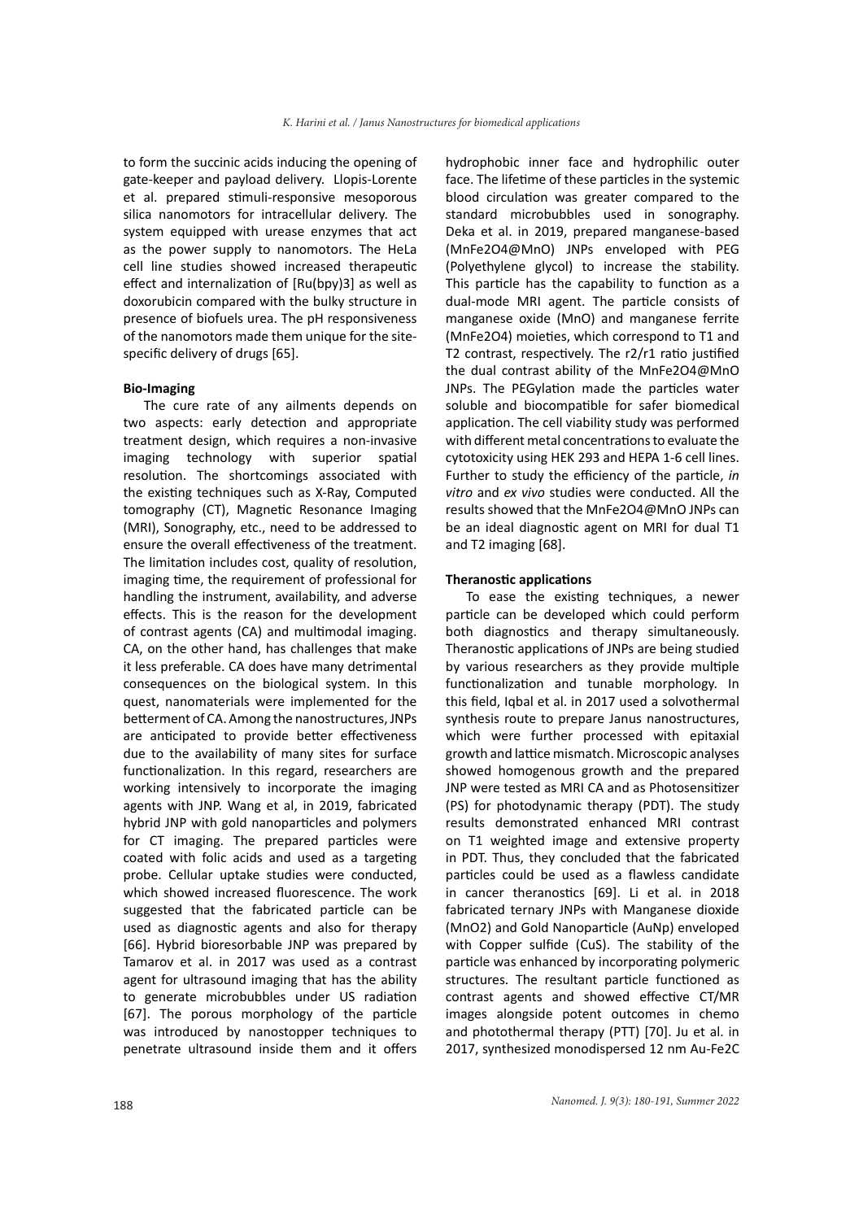to form the succinic acids inducing the opening of gate-keeper and payload delivery. Llopis-Lorente et al. prepared stimuli-responsive mesoporous silica nanomotors for intracellular delivery. The system equipped with urease enzymes that act as the power supply to nanomotors. The HeLa cell line studies showed increased therapeutic effect and internalization of [Ru(bpy)3] as well as doxorubicin compared with the bulky structure in presence of biofuels urea. The pH responsiveness of the nanomotors made them unique for the site-specific delivery of drugs [65].

**Bio-Imaging**

The cure rate of any ailments depends on two aspects: early detection and appropriate treatment design, which requires a non-invasive imaging technology with superior spatial resolution. The shortcomings associated with the existing techniques such as X-Ray, Computed tomography (CT), Magnetic Resonance Imaging (MRI), Sonography, etc., need to be addressed to ensure the overall effectiveness of the treatment. The limitation includes cost, quality of resolution, imaging time, the requirement of professional for handling the instrument, availability, and adverse effects. This is the reason for the development of contrast agents (CA) and multimodal imaging. CA, on the other hand, has challenges that make it less preferable. CA does have many detrimental consequences on the biological system. In this quest, nanomaterials were implemented for the betterment of CA. Among the nanostructures, JNPs are anticipated to provide better effectiveness due to the availability of many sites for surface functionalization. In this regard, researchers are working intensively to incorporate the imaging agents with JNP. Wang et al, in 2019, fabricated hybrid JNP with gold nanoparticles and polymers for CT imaging. The prepared particles were coated with folic acids and used as a targeting probe. Cellular uptake studies were conducted, which showed increased fluorescence. The work suggested that the fabricated particle can be used as diagnostic agents and also for therapy [66]. Hybrid bioresorbable JNP was prepared by Tamarov et al. in 2017 was used as a contrast agent for ultrasound imaging that has the ability to generate microbubbles under US radiation [67]. The porous morphology of the particle was introduced by nanostopper techniques to penetrate ultrasound inside them and it offers hydrophobic inner face and hydrophilic outer face. The lifetime of these particles in the systemic blood circulation was greater compared to the standard microbubbles used in sonography. Deka et al. in 2019, prepared manganese-based ($MnFe_2O_4$@MnO) JNPs enveloped with PEG (Polyethylene glycol) to increase the stability. This particle has the capability to function as a dual-mode MRI agent. The particle consists of manganese oxide (MnO) and manganese ferrite ($MnFe_2O_4$) moieties, which correspond to T1 and T2 contrast, respectively. The $r_2/r_1$ ratio justified the dual contrast ability of the $MnFe_2O_4$@MnO JNPs. The PEGylation made the particles water soluble and biocompatible for safer biomedical application. The cell viability study was performed with different metal concentrations to evaluate the cytotoxicity using HEK 293 and HEPA 1-6 cell lines. Further to study the efficiency of the particle, *in vitro* and *ex vivo* studies were conducted. All the results showed that the $MnFe_2O_4$@MnO JNPs can be an ideal diagnostic agent on MRI for dual T1 and T2 imaging [68].

**Theranostic applications**

To ease the existing techniques, a newer particle can be developed which could perform both diagnostics and therapy simultaneously. Theranostic applications of JNPs are being studied by various researchers as they provide multiple functionalization and tunable morphology. In this field, Iqbal et al. in 2017 used a solvothermal synthesis route to prepare Janus nanostructures, which were further processed with epitaxial growth and lattice mismatch. Microscopic analyses showed homogenous growth and the prepared JNP were tested as MRI CA and as Photosensitizer (PS) for photodynamic therapy (PDT). The study results demonstrated enhanced MRI contrast on T1 weighted image and extensive property in PDT. Thus, they concluded that the fabricated particles could be used as a flawless candidate in cancer theranostics [69]. Li et al. in 2018 fabricated ternary JNPs with Manganese dioxide ($MnO_2$) and Gold Nanoparticle (AuNp) enveloped with Copper sulfide (CuS). The stability of the particle was enhanced by incorporating polymeric structures. The resultant particle functioned as contrast agents and showed effective CT/MR images alongside potent outcomes in chemo and photothermal therapy (PTT) [70]. Ju et al. in 2017, synthesized monodispersed 12 nm Au-$Fe_2C$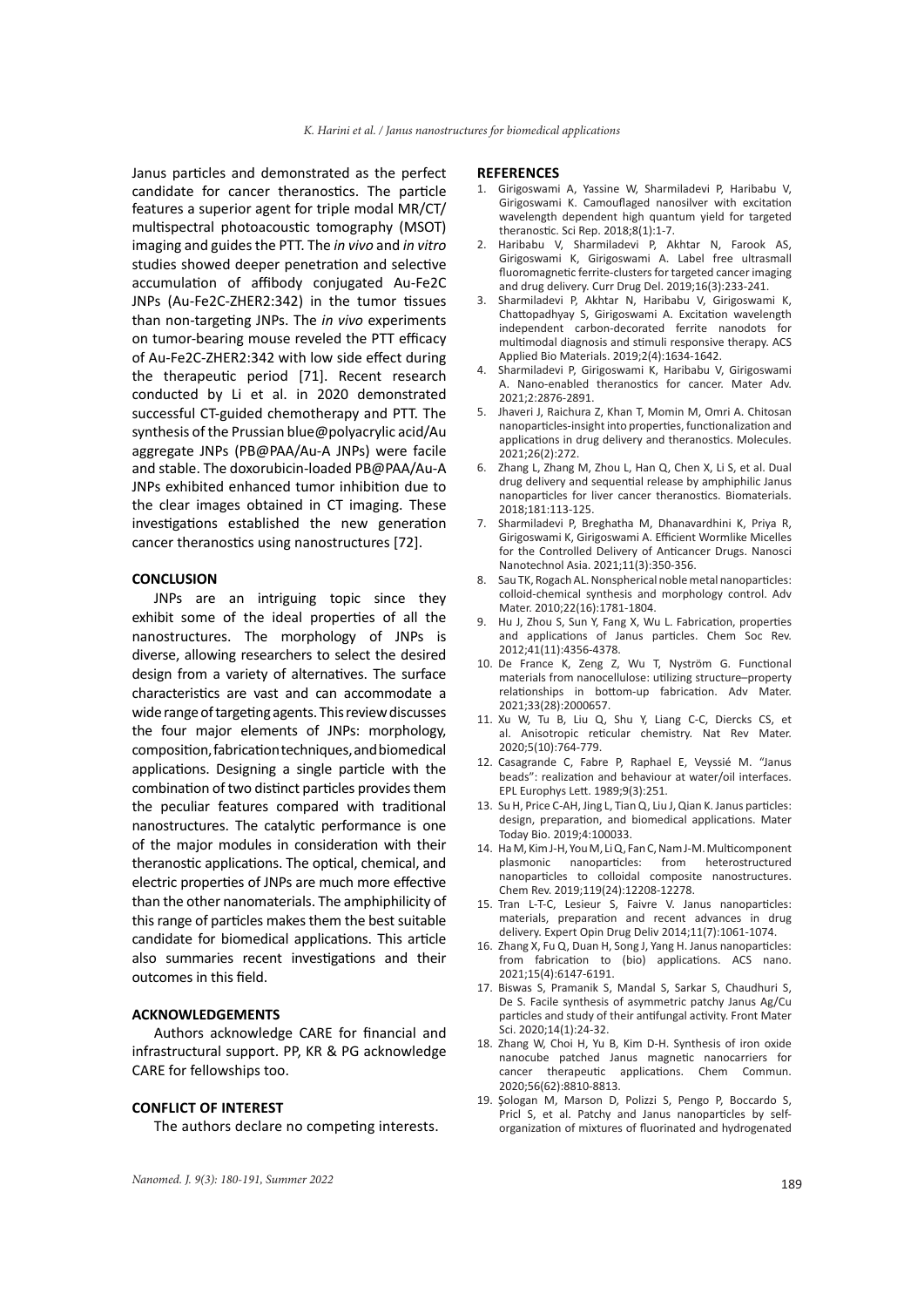Janus particles and demonstrated as the perfect candidate for cancer theranostics. The particle features a superior agent for triple modal MR/CT/ multispectral photoacoustic tomography (MSOT) imaging and guides the PTT. The *in vivo* and *in vitro* studies showed deeper penetration and selective accumulation of affibody conjugated Au-Fe2C JNPs (Au-Fe2C-ZHER2:342) in the tumor tissues than non-targeting JNPs. The *in vivo* experiments on tumor-bearing mouse reveled the PTT efficacy of Au-Fe2C-ZHER2:342 with low side effect during the therapeutic period [71]. Recent research conducted by Li et al. in 2020 demonstrated successful CT-guided chemotherapy and PTT. The synthesis of the Prussian blue@polyacrylic acid/Au aggregate JNPs (PB@PAA/Au-A JNPs) were facile and stable. The doxorubicin-loaded PB@PAA/Au-A JNPs exhibited enhanced tumor inhibition due to the clear images obtained in CT imaging. These investigations established the new generation cancer theranostics using nanostructures [72].

## CONCLUSION

JNPs are an intriguing topic since they exhibit some of the ideal properties of all the nanostructures. The morphology of JNPs is diverse, allowing researchers to select the desired design from a variety of alternatives. The surface characteristics are vast and can accommodate a wide range of targeting agents. This review discusses the four major elements of JNPs: morphology, composition, fabrication techniques, and biomedical applications. Designing a single particle with the combination of two distinct particles provides them the peculiar features compared with traditional nanostructures. The catalytic performance is one of the major modules in consideration with their theranostic applications. The optical, chemical, and electric properties of JNPs are much more effective than the other nanomaterials. The amphiphilicity of this range of particles makes them the best suitable candidate for biomedical applications. This article also summaries recent investigations and their outcomes in this field.

## ACKNOWLEDGEMENTS

Authors acknowledge CARE for financial and infrastructural support. PP, KR & PG acknowledge CARE for fellowships too.

## CONFLICT OF INTEREST

The authors declare no competing interests.

## REFERENCES

1. Girigoswami A, Yassine W, Sharmiladevi P, Haribabu V, Girigoswami K. Camouflaged nanosilver with excitation wavelength dependent high quantum yield for targeted theranostic. Sci Rep. 2018;8(1):1-7.
2. Haribabu V, Sharmiladevi P, Akhtar N, Farook AS, Girigoswami K, Girigoswami A. Label free ultrasmall fluoromagnetic ferrite-clusters for targeted cancer imaging and drug delivery. Curr Drug Del. 2019;16(3):233-241.
3. Sharmiladevi P, Akhtar N, Haribabu V, Girigoswami K, Chattopadhyay S, Girigoswami A. Excitation wavelength independent carbon-decorated ferrite nanodots for multimodal diagnosis and stimuli responsive therapy. ACS Applied Bio Materials. 2019;2(4):1634-1642.
4. Sharmiladevi P, Girigoswami K, Haribabu V, Girigoswami A. Nano-enabled theranostics for cancer. Mater Adv. 2021;2:2876-2891.
5. Jhaveri J, Raichura Z, Khan T, Momin M, Omri A. Chitosan nanoparticles-insight into properties, functionalization and applications in drug delivery and theranostics. Molecules. 2021;26(2):272.
6. Zhang L, Zhang M, Zhou L, Han Q, Chen X, Li S, et al. Dual drug delivery and sequential release by amphiphilic Janus nanoparticles for liver cancer theranostics. Biomaterials. 2018;181:113-125.
7. Sharmiladevi P, Breghatha M, Dhanavardhini K, Priya R, Girigoswami K, Girigoswami A. Efficient Wormlike Micelles for the Controlled Delivery of Anticancer Drugs. Nanosci Nanotechnol Asia. 2021;11(3):350-356.
8. Sau TK, Rogach AL. Nonspherical noble metal nanoparticles: colloid-chemical synthesis and morphology control. Adv Mater. 2010;22(16):1781-1804.
9. Hu J, Zhou S, Sun Y, Fang X, Wu L. Fabrication, properties and applications of Janus particles. Chem Soc Rev. 2012;41(11):4356-4378.
10. De France K, Zeng Z, Wu T, Nyström G. Functional materials from nanocellulose: utilizing structure–property relationships in bottom-up fabrication. Adv Mater. 2021;33(28):2000657.
11. Xu W, Tu B, Liu Q, Shu Y, Liang C-C, Diercks CS, et al. Anisotropic reticular chemistry. Nat Rev Mater. 2020;5(10):764-779.
12. Casagrande C, Fabre P, Raphael E, Veyssié M. "Janus beads": realization and behaviour at water/oil interfaces. EPL Europhys Lett. 1989;9(3):251.
13. Su H, Price C-AH, Jing L, Tian Q, Liu J, Qian K. Janus particles: design, preparation, and biomedical applications. Mater Today Bio. 2019;4:100033.
14. Ha M, Kim J-H, You M, Li Q, Fan C, Nam J-M. Multicomponent plasmonic nanoparticles: from heterostructured nanoparticles to colloidal composite nanostructures. Chem Rev. 2019;119(24):12208-12278.
15. Tran L-T-C, Lesieur S, Faivre V. Janus nanoparticles: materials, preparation and recent advances in drug delivery. Expert Opin Drug Deliv 2014;11(7):1061-1074.
16. Zhang X, Fu Q, Duan H, Song J, Yang H. Janus nanoparticles: from fabrication to (bio) applications. ACS nano. 2021;15(4):6147-6191.
17. Biswas S, Pramanik S, Mandal S, Sarkar S, Chaudhuri S, De S. Facile synthesis of asymmetric patchy Janus Ag/Cu particles and study of their antifungal activity. Front Mater Sci. 2020;14(1):24-32.
18. Zhang W, Choi H, Yu B, Kim D-H. Synthesis of iron oxide nanocube patched Janus magnetic nanocarriers for cancer therapeutic applications. Chem Commun. 2020;56(62):8810-8813.
19. Şologan M, Marson D, Polizzi S, Pengo P, Boccardo S, Pricl S, et al. Patchy and Janus nanoparticles by self-organization of mixtures of fluorinated and hydrogenated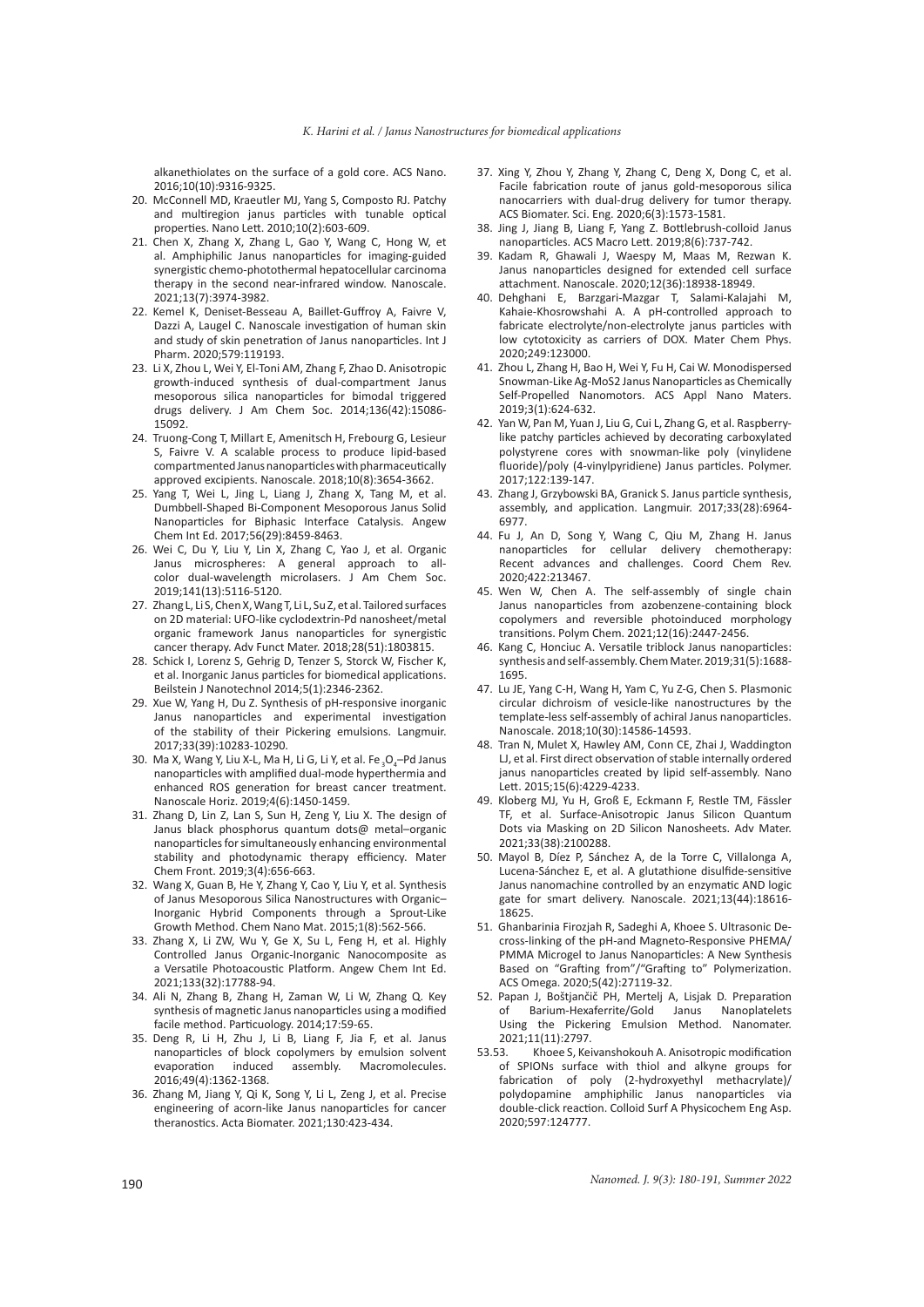alkanethiolates on the surface of a gold core. ACS Nano. 2016;10(10):9316-9325.

20. McConnell MD, Kraeutler MJ, Yang S, Composto RJ. Patchy and multiregion janus particles with tunable optical properties. Nano Lett. 2010;10(2):603-609.
21. Chen X, Zhang X, Zhang L, Gao Y, Wang C, Hong W, et al. Amphiphilic Janus nanoparticles for imaging-guided synergistic chemo-photothermal hepatocellular carcinoma therapy in the second near-infrared window. Nanoscale. 2021;13(7):3974-3982.
22. Kemel K, Deniset-Besseau A, Baillet-Guffroy A, Faivre V, Dazzi A, Laugel C. Nanoscale investigation of human skin and study of skin penetration of Janus nanoparticles. Int J Pharm. 2020;579:119193.
23. Li X, Zhou L, Wei Y, El-Toni AM, Zhang F, Zhao D. Anisotropic growth-induced synthesis of dual-compartment Janus mesoporous silica nanoparticles for bimodal triggered drugs delivery. J Am Chem Soc. 2014;136(42):15086-15092.
24. Truong-Cong T, Millart E, Amenitsch H, Frebourg G, Lesieur S, Faivre V. A scalable process to produce lipid-based compartmented Janus nanoparticles with pharmaceutically approved excipients. Nanoscale. 2018;10(8):3654-3662.
25. Yang T, Wei L, Jing L, Liang J, Zhang X, Tang M, et al. Dumbbell-Shaped Bi-Component Mesoporous Janus Solid Nanoparticles for Biphasic Interface Catalysis. Angew Chem Int Ed. 2017;56(29):8459-8463.
26. Wei C, Du Y, Liu Y, Lin X, Zhang C, Yao J, et al. Organic Janus microspheres: A general approach to all-color dual-wavelength microlasers. J Am Chem Soc. 2019;141(13):5116-5120.
27. Zhang L, Li S, Chen X, Wang T, Li L, Su Z, et al. Tailored surfaces on 2D material: UFO-like cyclodextrin-Pd nanosheet/metal organic framework Janus nanoparticles for synergistic cancer therapy. Adv Funct Mater. 2018;28(51):1803815.
28. Schick I, Lorenz S, Gehrig D, Tenzer S, Storck W, Fischer K, et al. Inorganic Janus particles for biomedical applications. Beilstein J Nanotechnol 2014;5(1):2346-2362.
29. Xue W, Yang H, Du Z. Synthesis of pH-responsive inorganic Janus nanoparticles and experimental investigation of the stability of their Pickering emulsions. Langmuir. 2017;33(39):10283-10290.
30. Ma X, Wang Y, Liu X-L, Ma H, Li G, Li Y, et al. $Fe_3O_4$–Pd Janus nanoparticles with amplified dual-mode hyperthermia and enhanced ROS generation for breast cancer treatment. Nanoscale Horiz. 2019;4(6):1450-1459.
31. Zhang D, Lin Z, Lan S, Sun H, Zeng Y, Liu X. The design of Janus black phosphorus quantum dots@ metal–organic nanoparticles for simultaneously enhancing environmental stability and photodynamic therapy efficiency. Mater Chem Front. 2019;3(4):656-663.
32. Wang X, Guan B, He Y, Zhang Y, Cao Y, Liu Y, et al. Synthesis of Janus Mesoporous Silica Nanostructures with Organic–Inorganic Hybrid Components through a Sprout-Like Growth Method. Chem Nano Mat. 2015;1(8):562-566.
33. Zhang X, Li ZW, Wu Y, Ge X, Su L, Feng H, et al. Highly Controlled Janus Organic-Inorganic Nanocomposite as a Versatile Photoacoustic Platform. Angew Chem Int Ed. 2021;133(32):17788-94.
34. Ali N, Zhang B, Zhang H, Zaman W, Li W, Zhang Q. Key synthesis of magnetic Janus nanoparticles using a modified facile method. Particuology. 2014;17:59-65.
35. Deng R, Li H, Zhu J, Li B, Liang F, Jia F, et al. Janus nanoparticles of block copolymers by emulsion solvent evaporation induced assembly. Macromolecules. 2016;49(4):1362-1368.
36. Zhang M, Jiang Y, Qi K, Song Y, Li L, Zeng J, et al. Precise engineering of acorn-like Janus nanoparticles for cancer theranostics. Acta Biomater. 2021;130:423-434.
37. Xing Y, Zhou Y, Zhang Y, Zhang C, Deng X, Dong C, et al. Facile fabrication route of janus gold-mesoporous silica nanocarriers with dual-drug delivery for tumor therapy. ACS Biomater. Sci. Eng. 2020;6(3):1573-1581.
38. Jing J, Jiang B, Liang F, Yang Z. Bottlebrush-colloid Janus nanoparticles. ACS Macro Lett. 2019;8(6):737-742.
39. Kadam R, Ghawali J, Waespy M, Maas M, Rezwan K. Janus nanoparticles designed for extended cell surface attachment. Nanoscale. 2020;12(36):18938-18949.
40. Dehghani E, Barzgari-Mazgar T, Salami-Kalajahi M, Kahaie-Khosrowshahi A. A pH-controlled approach to fabricate electrolyte/non-electrolyte janus particles with low cytotoxicity as carriers of DOX. Mater Chem Phys. 2020;249:123000.
41. Zhou L, Zhang H, Bao H, Wei Y, Fu H, Cai W. Monodispersed Snowman-Like Ag-MoS2 Janus Nanoparticles as Chemically Self-Propelled Nanomotors. ACS Appl Nano Maters. 2019;3(1):624-632.
42. Yan W, Pan M, Yuan J, Liu G, Cui L, Zhang G, et al. Raspberry-like patchy particles achieved by decorating carboxylated polystyrene cores with snowman-like poly (vinylidene fluoride)/poly (4-vinylpyridiene) Janus particles. Polymer. 2017;122:139-147.
43. Zhang J, Grzybowski BA, Granick S. Janus particle synthesis, assembly, and application. Langmuir. 2017;33(28):6964-6977.
44. Fu J, An D, Song Y, Wang C, Qiu M, Zhang H. Janus nanoparticles for cellular delivery chemotherapy: Recent advances and challenges. Coord Chem Rev. 2020;422:213467.
45. Wen W, Chen A. The self-assembly of single chain Janus nanoparticles from azobenzene-containing block copolymers and reversible photoinduced morphology transitions. Polym Chem. 2021;12(16):2447-2456.
46. Kang C, Honciuc A. Versatile triblock Janus nanoparticles: synthesis and self-assembly. Chem Mater. 2019;31(5):1688-1695.
47. Lu JE, Yang C-H, Wang H, Yam C, Yu Z-G, Chen S. Plasmonic circular dichroism of vesicle-like nanostructures by the template-less self-assembly of achiral Janus nanoparticles. Nanoscale. 2018;10(30):14586-14593.
48. Tran N, Mulet X, Hawley AM, Conn CE, Zhai J, Waddington LJ, et al. First direct observation of stable internally ordered janus nanoparticles created by lipid self-assembly. Nano Lett. 2015;15(6):4229-4233.
49. Kloberg MJ, Yu H, Groß E, Eckmann F, Restle TM, Fässler TF, et al. Surface-Anisotropic Janus Silicon Quantum Dots via Masking on 2D Silicon Nanosheets. Adv Mater. 2021;33(38):2100288.
50. Mayol B, Díez P, Sánchez A, de la Torre C, Villalonga A, Lucena-Sánchez E, et al. A glutathione disulfide-sensitive Janus nanomachine controlled by an enzymatic AND logic gate for smart delivery. Nanoscale. 2021;13(44):18616-18625.
51. Ghanbarinia Firozjah R, Sadeghi A, Khoee S. Ultrasonic De-cross-linking of the pH-and Magneto-Responsive PHEMA/PMMA Microgel to Janus Nanoparticles: A New Synthesis Based on "Grafting from"/"Grafting to" Polymerization. ACS Omega. 2020;5(42):27119-32.
52. Papan J, Boštjančič PH, Mertelj A, Lisjak D. Preparation of Barium-Hexaferrite/Gold Janus Nanoplatelets Using the Pickering Emulsion Method. Nanomater. 2021;11(11):2797.
53.53. Khoee S, Keivanshokouh A. Anisotropic modification of SPIONs surface with thiol and alkyne groups for fabrication of poly (2-hydroxyethyl methacrylate)/polydopamine amphiphilic Janus nanoparticles via double-click reaction. Colloid Surf A Physicochem Eng Asp. 2020;597:124777.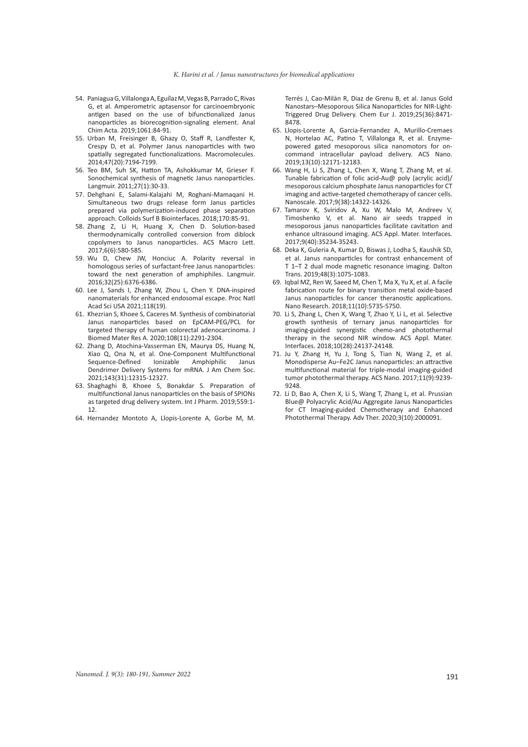54. Paniagua G, Villalonga A, Eguílaz M, Vegas B, Parrado C, Rivas G, et al. Amperometric aptasensor for carcinoembryonic antigen based on the use of bifunctionalized Janus nanoparticles as biorecognition-signaling element. Anal Chim Acta. 2019;1061:84-91.
55. Urban M, Freisinger B, Ghazy O, Staff R, Landfester K, Crespy D, et al. Polymer Janus nanoparticles with two spatially segregated functionalizations. Macromolecules. 2014;47(20):7194-7199.
56. Teo BM, Suh SK, Hatton TA, Ashokkumar M, Grieser F. Sonochemical synthesis of magnetic Janus nanoparticles. Langmuir. 2011;27(1):30-33.
57. Dehghani E, Salami-Kalajahi M, Roghani-Mamaqani H. Simultaneous two drugs release form Janus particles prepared via polymerization-induced phase separation approach. Colloids Surf B Biointerfaces. 2018;170:85-91.
58. Zhang Z, Li H, Huang X, Chen D. Solution-based thermodynamically controlled conversion from diblock copolymers to Janus nanoparticles. ACS Macro Lett. 2017;6(6):580-585.
59. Wu D, Chew JW, Honciuc A. Polarity reversal in homologous series of surfactant-free Janus nanoparticles: toward the next generation of amphiphiles. Langmuir. 2016;32(25):6376-6386.
60. Lee J, Sands I, Zhang W, Zhou L, Chen Y. DNA-inspired nanomaterials for enhanced endosomal escape. Proc Natl Acad Sci USA 2021;118(19).
61. Khezrian S, Khoee S, Caceres M. Synthesis of combinatorial Janus nanoparticles based on EpCAM-PEG/PCL for targeted therapy of human colorectal adenocarcinoma. J Biomed Mater Res A. 2020;108(11):2291-2304.
62. Zhang D, Atochina-Vasserman EN, Maurya DS, Huang N, Xiao Q, Ona N, et al. One-Component Multifunctional Sequence-Defined Ionizable Amphiphilic Janus Dendrimer Delivery Systems for mRNA. J Am Chem Soc. 2021;143(31):12315-12327.
63. Shaghaghi B, Khoee S, Bonakdar S. Preparation of multifunctional Janus nanoparticles on the basis of SPIONs as targeted drug delivery system. Int J Pharm. 2019;559:1-12.
64. Hernandez Montoto A, Llopis-Lorente A, Gorbe M, M. Terrés J, Cao-Milán R, Diaz de Grenu B, et al. Janus Gold Nanostars–Mesoporous Silica Nanoparticles for NIR-Light-Triggered Drug Delivery. Chem Eur J. 2019;25(36):8471-8478.
65. Llopis-Lorente A, Garcia-Fernandez A, Murillo-Cremaes N, Hortelao AC, Patino T, Villalonga R, et al. Enzyme-powered gated mesoporous silica nanomotors for on-command intracellular payload delivery. ACS Nano. 2019;13(10):12171-12183.
66. Wang H, Li S, Zhang L, Chen X, Wang T, Zhang M, et al. Tunable fabrication of folic acid-Au@ poly (acrylic acid)/ mesoporous calcium phosphate Janus nanoparticles for CT imaging and active-targeted chemotherapy of cancer cells. Nanoscale. 2017;9(38):14322-14326.
67. Tamarov K, Sviridov A, Xu W, Malo M, Andreev V, Timoshenko V, et al. Nano air seeds trapped in mesoporous janus nanoparticles facilitate cavitation and enhance ultrasound imaging. ACS Appl. Mater. Interfaces. 2017;9(40):35234-35243.
68. Deka K, Guleria A, Kumar D, Biswas J, Lodha S, Kaushik SD, et al. Janus nanoparticles for contrast enhancement of T 1–T 2 dual mode magnetic resonance imaging. Dalton Trans. 2019;48(3):1075-1083.
69. Iqbal MZ, Ren W, Saeed M, Chen T, Ma X, Yu X, et al. A facile fabrication route for binary transition metal oxide-based Janus nanoparticles for cancer theranostic applications. Nano Research. 2018;11(10):5735-5750.
70. Li S, Zhang L, Chen X, Wang T, Zhao Y, Li L, et al. Selective growth synthesis of ternary janus nanoparticles for imaging-guided synergistic chemo-and photothermal therapy in the second NIR window. ACS Appl. Mater. Interfaces. 2018;10(28):24137-24148.
71. Ju Y, Zhang H, Yu J, Tong S, Tian N, Wang Z, et al. Monodisperse Au–Fe2C Janus nanoparticles: an attractive multifunctional material for triple-modal imaging-guided tumor photothermal therapy. ACS Nano. 2017;11(9):9239-9248.
72. Li D, Bao A, Chen X, Li S, Wang T, Zhang L, et al. Prussian Blue@ Polyacrylic Acid/Au Aggregate Janus Nanoparticles for CT Imaging-guided Chemotherapy and Enhanced Photothermal Therapy. Adv Ther. 2020;3(10):2000091.